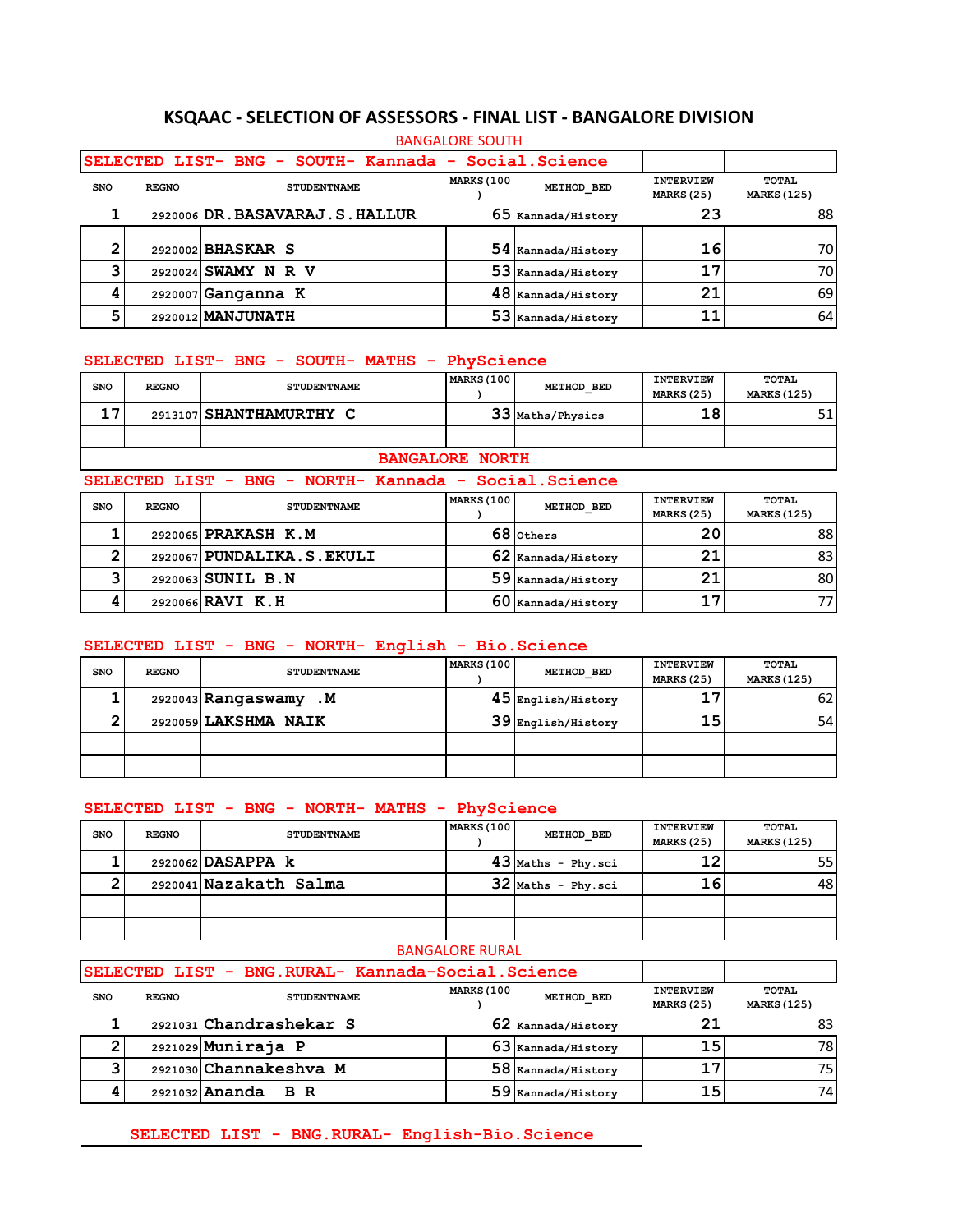# KSQAAC - SELECTION OF ASSESSORS - FINAL LIST - BANGALORE DIVISION

## BANGALORE SOUTH

### SELECTED LIST- BNG - SOUTH- Kannada - Social.Science

| SNO | REGNO | STUDENTNAME | MARKS(100) | METHOD_BED | INTERVIEW MARKS(25) | TOTAL MARKS(125) |
|---|---|---|---|---|---|---|
| 1 | 2920006 | DR.BASAVARAJ.S.HALLUR | 65 | Kannada/History | 23 | 88 |
| 2 | 2920002 | BHASKAR S | 54 | Kannada/History | 16 | 70 |
| 3 | 2920024 | SWAMY N R V | 53 | Kannada/History | 17 | 70 |
| 4 | 2920007 | Ganganna K | 48 | Kannada/History | 21 | 69 |
| 5 | 2920012 | MANJUNATH | 53 | Kannada/History | 11 | 64 |

### SELECTED LIST- BNG - SOUTH- MATHS - PhyScience

| SNO | REGNO | STUDENTNAME | MARKS(100) | METHOD_BED | INTERVIEW MARKS(25) | TOTAL MARKS(125) |
|---|---|---|---|---|---|---|
| 17 | 2913107 | SHANTHAMURTHY C | 33 | Maths/Physics | 18 | 51 |
| | | | | | | |

## BANGALORE NORTH

### SELECTED LIST - BNG - NORTH- Kannada - Social.Science

| SNO | REGNO | STUDENTNAME | MARKS(100) | METHOD_BED | INTERVIEW MARKS(25) | TOTAL MARKS(125) |
|---|---|---|---|---|---|---|
| 1 | 2920065 | PRAKASH K.M | 68 | Others | 20 | 88 |
| 2 | 2920067 | PUNDALIKA.S.EKULI | 62 | Kannada/History | 21 | 83 |
| 3 | 2920063 | SUNIL B.N | 59 | Kannada/History | 21 | 80 |
| 4 | 2920066 | RAVI K.H | 60 | Kannada/History | 17 | 77 |

### SELECTED LIST - BNG - NORTH- English - Bio.Science

| SNO | REGNO | STUDENTNAME | MARKS(100) | METHOD_BED | INTERVIEW MARKS(25) | TOTAL MARKS(125) |
|---|---|---|---|---|---|---|
| 1 | 2920043 | Rangaswamy .M | 45 | English/History | 17 | 62 |
| 2 | 2920059 | LAKSHMA NAIK | 39 | English/History | 15 | 54 |
| | | | | | | |
| | | | | | | |

### SELECTED LIST - BNG - NORTH- MATHS - PhyScience

| SNO | REGNO | STUDENTNAME | MARKS(100) | METHOD_BED | INTERVIEW MARKS(25) | TOTAL MARKS(125) |
|---|---|---|---|---|---|---|
| 1 | 2920062 | DASAPPA k | 43 | Maths - Phy.sci | 12 | 55 |
| 2 | 2920041 | Nazakath Salma | 32 | Maths - Phy.sci | 16 | 48 |
| | | | | | | |
| | | | | | | |

## BANGALORE RURAL

### SELECTED LIST - BNG.RURAL- Kannada-Social.Science

| SNO | REGNO | STUDENTNAME | MARKS(100) | METHOD_BED | INTERVIEW MARKS(25) | TOTAL MARKS(125) |
|---|---|---|---|---|---|---|
| 1 | 2921031 | Chandrashekar S | 62 | Kannada/History | 21 | 83 |
| 2 | 2921029 | Muniraja P | 63 | Kannada/History | 15 | 78 |
| 3 | 2921030 | Channakeshva M | 58 | Kannada/History | 17 | 75 |
| 4 | 2921032 | Ananda B R | 59 | Kannada/History | 15 | 74 |

### SELECTED LIST - BNG.RURAL- English-Bio.Science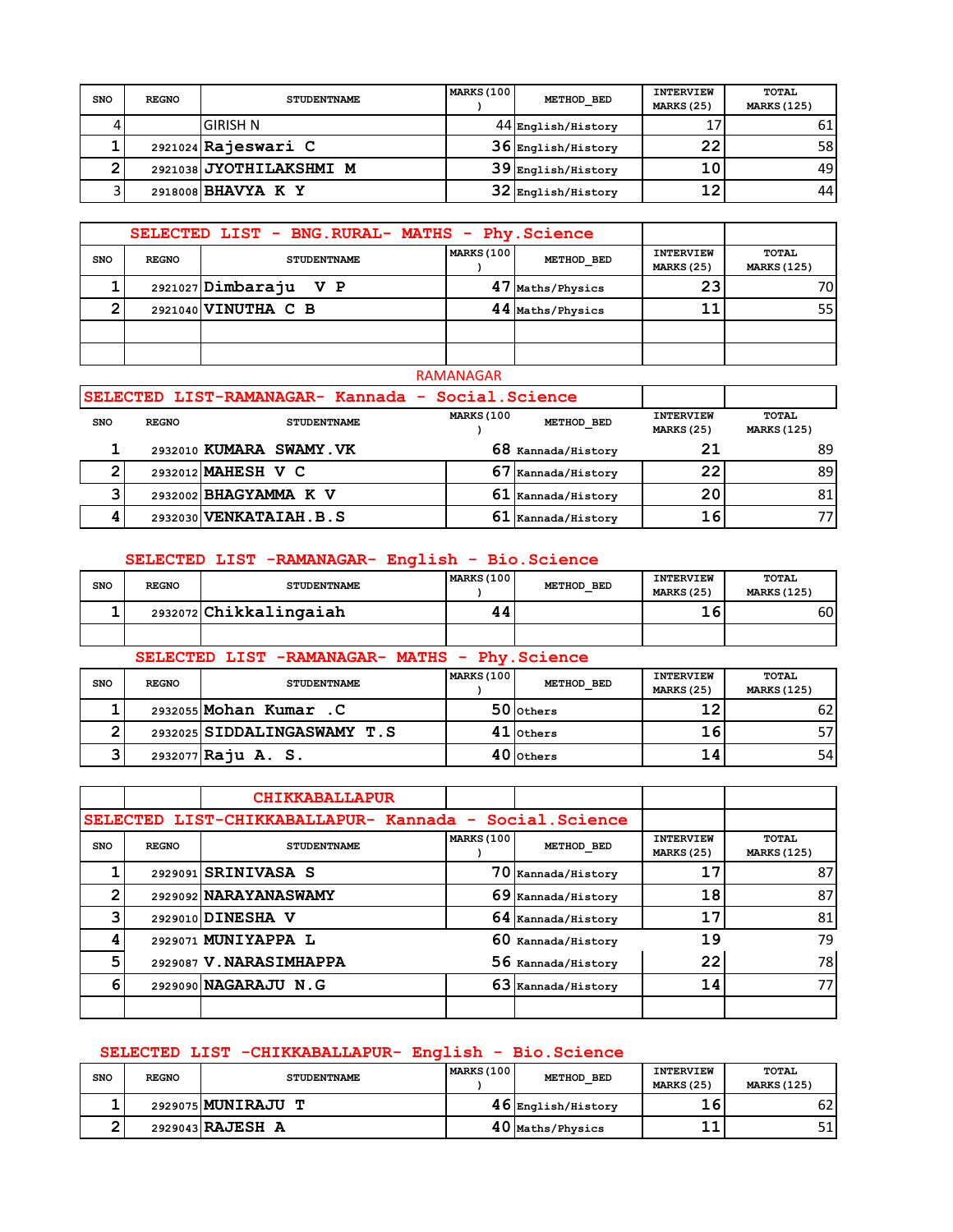| SNO | REGNO | STUDENTNAME | MARKS (100 ) | METHOD_BED | INTERVIEW MARKS (25) | TOTAL MARKS (125) |
|---|---|---|---|---|---|---|
| 4 | | GIRISH N | 44 | English/History | 17 | 61 |
| 1 | 2921024 | Rajeswari C | 36 | English/History | 22 | 58 |
| 2 | 2921038 | JYOTHILAKSHMI M | 39 | English/History | 10 | 49 |
| 3 | 2918008 | BHAVYA K Y | 32 | English/History | 12 | 44 |

## SELECTED LIST - BNG.RURAL- MATHS - Phy.Science

| SNO | REGNO | STUDENTNAME | MARKS (100 ) | METHOD_BED | INTERVIEW MARKS (25) | TOTAL MARKS (125) |
|---|---|---|---|---|---|---|
| 1 | 2921027 | Dimbaraju V P | 47 | Maths/Physics | 23 | 70 |
| 2 | 2921040 | VINUTHA C B | 44 | Maths/Physics | 11 | 55 |
| | | | | | | |
| | | | | | | |

# RAMANAGAR

## SELECTED LIST-RAMANAGAR- Kannada - Social.Science

| SNO | REGNO | STUDENTNAME | MARKS (100 ) | METHOD_BED | INTERVIEW MARKS (25) | TOTAL MARKS (125) |
|---|---|---|---|---|---|---|
| 1 | 2932010 | KUMARA SWAMY.VK | 68 | Kannada/History | 21 | 89 |
| 2 | 2932012 | MAHESH V C | 67 | Kannada/History | 22 | 89 |
| 3 | 2932002 | BHAGYAMMA K V | 61 | Kannada/History | 20 | 81 |
| 4 | 2932030 | VENKATAIAH.B.S | 61 | Kannada/History | 16 | 77 |

## SELECTED LIST -RAMANAGAR- English - Bio.Science

| SNO | REGNO | STUDENTNAME | MARKS (100 ) | METHOD_BED | INTERVIEW MARKS (25) | TOTAL MARKS (125) |
|---|---|---|---|---|---|---|
| 1 | 2932072 | Chikkalingaiah | 44 | | 16 | 60 |
| | | | | | | |

## SELECTED LIST -RAMANAGAR- MATHS - Phy.Science

| SNO | REGNO | STUDENTNAME | MARKS (100 ) | METHOD_BED | INTERVIEW MARKS (25) | TOTAL MARKS (125) |
|---|---|---|---|---|---|---|
| 1 | 2932055 | Mohan Kumar .C | 50 | Others | 12 | 62 |
| 2 | 2932025 | SIDDALINGASWAMY T.S | 41 | Others | 16 | 57 |
| 3 | 2932077 | Raju A. S. | 40 | Others | 14 | 54 |

# CHIKKABALLAPUR

## SELECTED LIST-CHIKKABALLAPUR- Kannada - Social.Science

| SNO | REGNO | STUDENTNAME | MARKS (100 ) | METHOD_BED | INTERVIEW MARKS (25) | TOTAL MARKS (125) |
|---|---|---|---|---|---|---|
| 1 | 2929091 | SRINIVASA S | 70 | Kannada/History | 17 | 87 |
| 2 | 2929092 | NARAYANASWAMY | 69 | Kannada/History | 18 | 87 |
| 3 | 2929010 | DINESHA V | 64 | Kannada/History | 17 | 81 |
| 4 | 2929071 | MUNIYAPPA L | 60 | Kannada/History | 19 | 79 |
| 5 | 2929087 | V.NARASIMHAPPA | 56 | Kannada/History | 22 | 78 |
| 6 | 2929090 | NAGARAJU N.G | 63 | Kannada/History | 14 | 77 |
| | | | | | | |

## SELECTED LIST -CHIKKABALLAPUR- English - Bio.Science

| SNO | REGNO | STUDENTNAME | MARKS (100 ) | METHOD_BED | INTERVIEW MARKS (25) | TOTAL MARKS (125) |
|---|---|---|---|---|---|---|
| 1 | 2929075 | MUNIRAJU T | 46 | English/History | 16 | 62 |
| 2 | 2929043 | RAJESH A | 40 | Maths/Physics | 11 | 51 |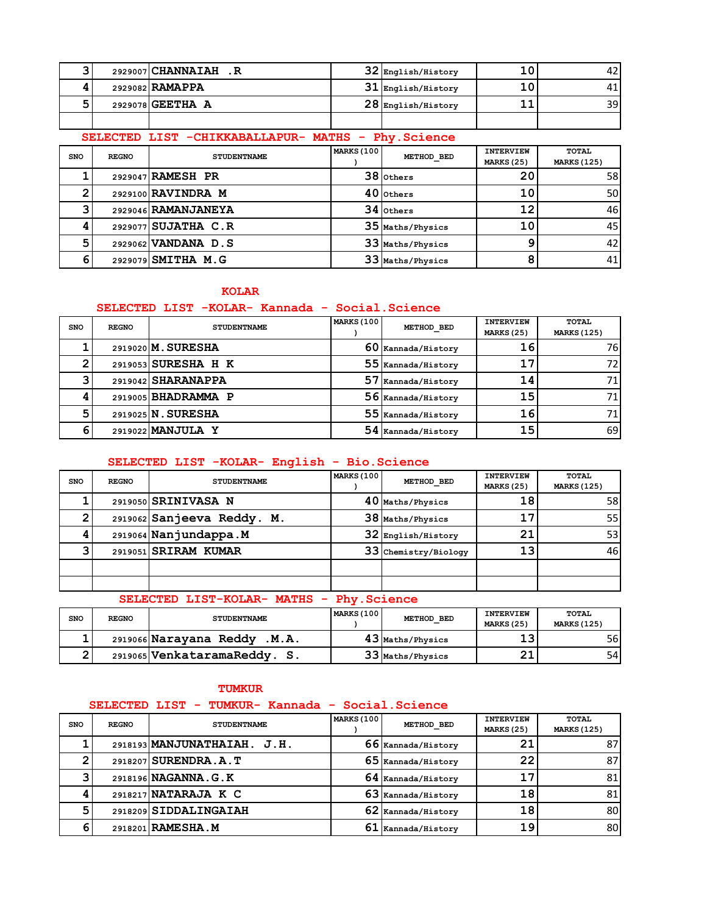| SNO | REGNO | STUDENTNAME | MARKS (100) | METHOD_BED | INTERVIEW MARKS (25) | TOTAL MARKS (125) |
|---|---|---|---|---|---|---|
| 3 | 2929007 | CHANNAIAH .R | 32 | English/History | 10 | 42 |
| 4 | 2929082 | RAMAPPA | 31 | English/History | 10 | 41 |
| 5 | 2929078 | GEETHA A | 28 | English/History | 11 | 39 |
| | | | | | | |

## SELECTED LIST -CHIKKABALLAPUR- MATHS - Phy.Science

| SNO | REGNO | STUDENTNAME | MARKS (100) | METHOD_BED | INTERVIEW MARKS (25) | TOTAL MARKS (125) |
|---|---|---|---|---|---|---|
| 1 | 2929047 | RAMESH PR | 38 | Others | 20 | 58 |
| 2 | 2929100 | RAVINDRA M | 40 | Others | 10 | 50 |
| 3 | 2929046 | RAMANJANEYA | 34 | Others | 12 | 46 |
| 4 | 2929077 | SUJATHA C.R | 35 | Maths/Physics | 10 | 45 |
| 5 | 2929062 | VANDANA D.S | 33 | Maths/Physics | 9 | 42 |
| 6 | 2929079 | SMITHA M.G | 33 | Maths/Physics | 8 | 41 |

# KOLAR

## SELECTED LIST -KOLAR- Kannada - Social.Science

| SNO | REGNO | STUDENTNAME | MARKS (100) | METHOD_BED | INTERVIEW MARKS (25) | TOTAL MARKS (125) |
|---|---|---|---|---|---|---|
| 1 | 2919020 | M.SURESHA | 60 | Kannada/History | 16 | 76 |
| 2 | 2919053 | SURESHA H K | 55 | Kannada/History | 17 | 72 |
| 3 | 2919042 | SHARANAPPA | 57 | Kannada/History | 14 | 71 |
| 4 | 2919005 | BHADRAMMA P | 56 | Kannada/History | 15 | 71 |
| 5 | 2919025 | N.SURESHA | 55 | Kannada/History | 16 | 71 |
| 6 | 2919022 | MANJULA Y | 54 | Kannada/History | 15 | 69 |

## SELECTED LIST -KOLAR- English - Bio.Science

| SNO | REGNO | STUDENTNAME | MARKS (100) | METHOD_BED | INTERVIEW MARKS (25) | TOTAL MARKS (125) |
|---|---|---|---|---|---|---|
| 1 | 2919050 | SRINIVASA N | 40 | Maths/Physics | 18 | 58 |
| 2 | 2919062 | Sanjeeva Reddy. M. | 38 | Maths/Physics | 17 | 55 |
| 4 | 2919064 | Nanjundappa.M | 32 | English/History | 21 | 53 |
| 3 | 2919051 | SRIRAM KUMAR | 33 | Chemistry/Biology | 13 | 46 |
| | | | | | | |
| | | | | | | |

## SELECTED LIST-KOLAR- MATHS - Phy.Science

| SNO | REGNO | STUDENTNAME | MARKS (100) | METHOD_BED | INTERVIEW MARKS (25) | TOTAL MARKS (125) |
|---|---|---|---|---|---|---|
| 1 | 2919066 | Narayana Reddy .M.A. | 43 | Maths/Physics | 13 | 56 |
| 2 | 2919065 | VenkataramaReddy. S. | 33 | Maths/Physics | 21 | 54 |

# TUMKUR

## SELECTED LIST - TUMKUR- Kannada - Social.Science

| SNO | REGNO | STUDENTNAME | MARKS (100) | METHOD_BED | INTERVIEW MARKS (25) | TOTAL MARKS (125) |
|---|---|---|---|---|---|---|
| 1 | 2918193 | MANJUNATHAIAH. J.H. | 66 | Kannada/History | 21 | 87 |
| 2 | 2918207 | SURENDRA.A.T | 65 | Kannada/History | 22 | 87 |
| 3 | 2918196 | NAGANNA.G.K | 64 | Kannada/History | 17 | 81 |
| 4 | 2918217 | NATARAJA K C | 63 | Kannada/History | 18 | 81 |
| 5 | 2918209 | SIDDALINGAIAH | 62 | Kannada/History | 18 | 80 |
| 6 | 2918201 | RAMESHA.M | 61 | Kannada/History | 19 | 80 |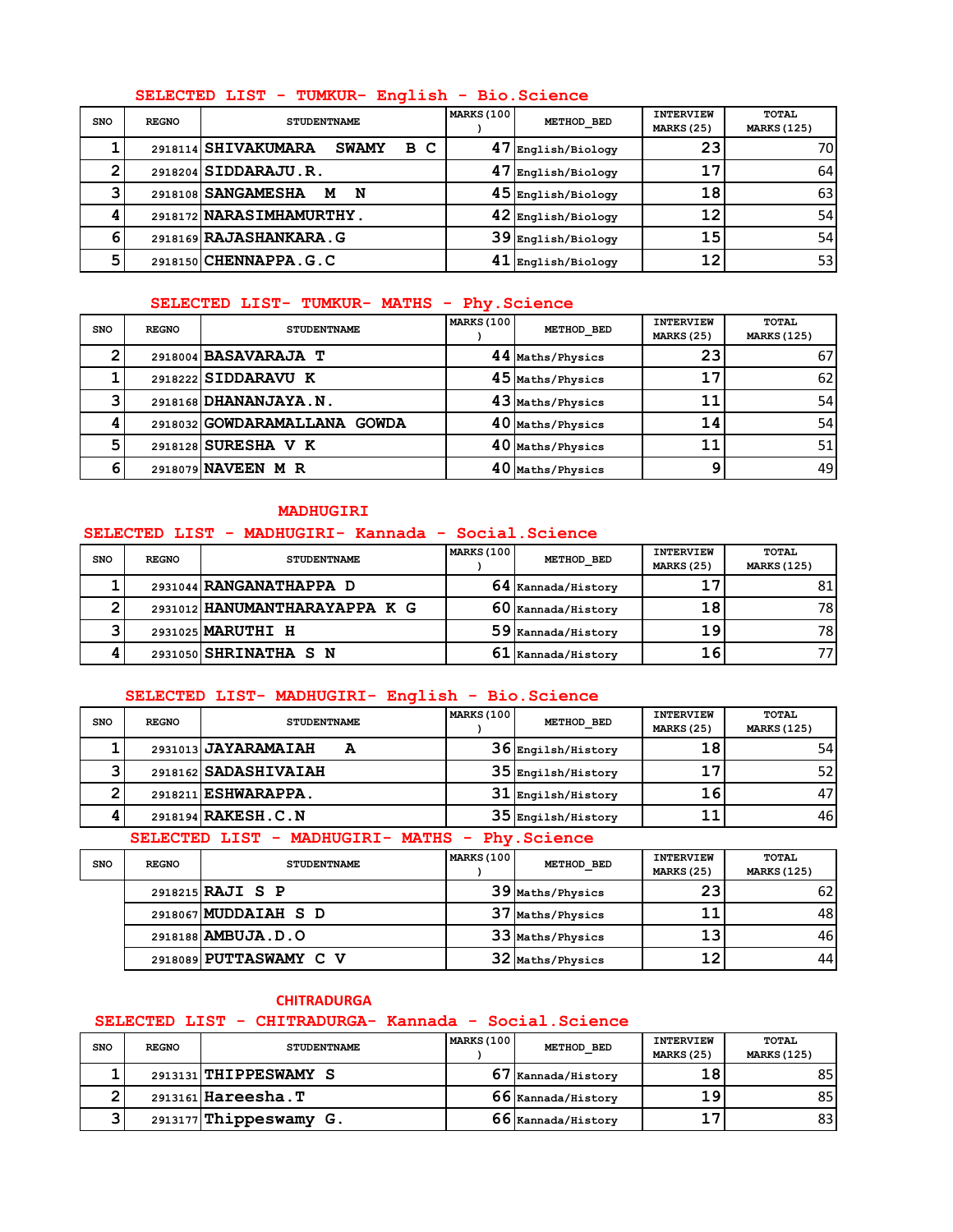## SELECTED LIST - TUMKUR- English - Bio.Science

| SNO | REGNO | STUDENTNAME | MARKS(100) | METHOD_BED | INTERVIEW MARKS(25) | TOTAL MARKS(125) |
|---|---|---|---|---|---|---|
| 1 | 2918114 | SHIVAKUMARA SWAMY B C | 47 | English/Biology | 23 | 70 |
| 2 | 2918204 | SIDDARAJU.R. | 47 | English/Biology | 17 | 64 |
| 3 | 2918108 | SANGAMESHA M N | 45 | English/Biology | 18 | 63 |
| 4 | 2918172 | NARASIMHAMURTHY. | 42 | English/Biology | 12 | 54 |
| 6 | 2918169 | RAJASHANKARA.G | 39 | English/Biology | 15 | 54 |
| 5 | 2918150 | CHENNAPPA.G.C | 41 | English/Biology | 12 | 53 |

## SELECTED LIST- TUMKUR- MATHS - Phy.Science

| SNO | REGNO | STUDENTNAME | MARKS(100) | METHOD_BED | INTERVIEW MARKS(25) | TOTAL MARKS(125) |
|---|---|---|---|---|---|---|
| 2 | 2918004 | BASAVARAJA T | 44 | Maths/Physics | 23 | 67 |
| 1 | 2918222 | SIDDARAVU K | 45 | Maths/Physics | 17 | 62 |
| 3 | 2918168 | DHANANJAYA.N. | 43 | Maths/Physics | 11 | 54 |
| 4 | 2918032 | GOWDARAMALLANA GOWDA | 40 | Maths/Physics | 14 | 54 |
| 5 | 2918128 | SURESHA V K | 40 | Maths/Physics | 11 | 51 |
| 6 | 2918079 | NAVEEN M R | 40 | Maths/Physics | 9 | 49 |

# MADHUGIRI

## SELECTED LIST - MADHUGIRI- Kannada - Social.Science

| SNO | REGNO | STUDENTNAME | MARKS(100) | METHOD_BED | INTERVIEW MARKS(25) | TOTAL MARKS(125) |
|---|---|---|---|---|---|---|
| 1 | 2931044 | RANGANATHAPPA D | 64 | Kannada/History | 17 | 81 |
| 2 | 2931012 | HANUMANTHARAYAPPA K G | 60 | Kannada/History | 18 | 78 |
| 3 | 2931025 | MARUTHI H | 59 | Kannada/History | 19 | 78 |
| 4 | 2931050 | SHRINATHA S N | 61 | Kannada/History | 16 | 77 |

## SELECTED LIST- MADHUGIRI- English - Bio.Science

| SNO | REGNO | STUDENTNAME | MARKS(100) | METHOD_BED | INTERVIEW MARKS(25) | TOTAL MARKS(125) |
|---|---|---|---|---|---|---|
| 1 | 2931013 | JAYARAMAIAH A | 36 | Engilsh/History | 18 | 54 |
| 3 | 2918162 | SADASHIVAIAH | 35 | Engilsh/History | 17 | 52 |
| 2 | 2918211 | ESHWARAPPA. | 31 | Engilsh/History | 16 | 47 |
| 4 | 2918194 | RAKESH.C.N | 35 | Engilsh/History | 11 | 46 |

## SELECTED LIST - MADHUGIRI- MATHS - Phy.Science

| SNO | REGNO | STUDENTNAME | MARKS(100) | METHOD_BED | INTERVIEW MARKS(25) | TOTAL MARKS(125) |
|---|---|---|---|---|---|---|
| | 2918215 | RAJI S P | 39 | Maths/Physics | 23 | 62 |
| | 2918067 | MUDDAIAH S D | 37 | Maths/Physics | 11 | 48 |
| | 2918188 | AMBUJA.D.O | 33 | Maths/Physics | 13 | 46 |
| | 2918089 | PUTTASWAMY C V | 32 | Maths/Physics | 12 | 44 |

# CHITRADURGA

## SELECTED LIST - CHITRADURGA- Kannada - Social.Science

| SNO | REGNO | STUDENTNAME | MARKS(100) | METHOD_BED | INTERVIEW MARKS(25) | TOTAL MARKS(125) |
|---|---|---|---|---|---|---|
| 1 | 2913131 | THIPPESWAMY S | 67 | Kannada/History | 18 | 85 |
| 2 | 2913161 | Hareesha.T | 66 | Kannada/History | 19 | 85 |
| 3 | 2913177 | Thippeswamy G. | 66 | Kannada/History | 17 | 83 |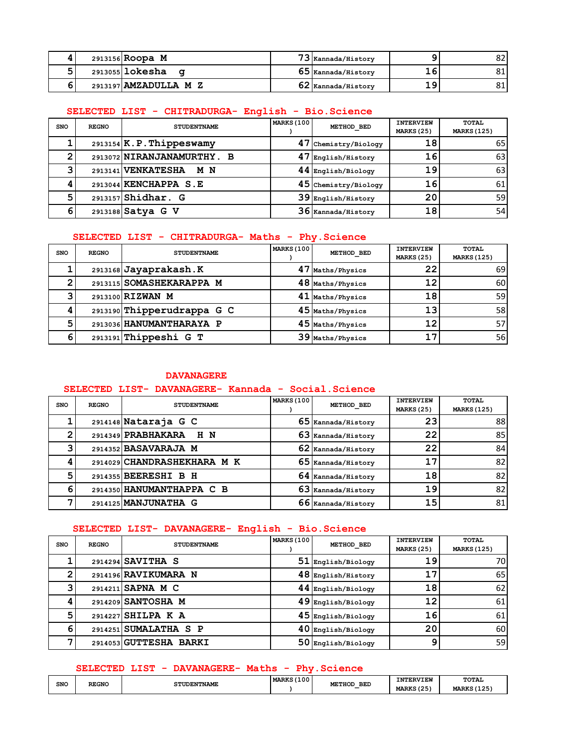| SNO | REGNO | STUDENTNAME | MARKS(100) | METHOD_BED | INTERVIEW MARKS(25) | TOTAL MARKS(125) |
|---|---|---|---|---|---|---|
| 4 | 2913156 | Roopa M | 73 | Kannada/History | 9 | 82 |
| 5 | 2913055 | lokesha g | 65 | Kannada/History | 16 | 81 |
| 6 | 2913197 | AMZADULLA M Z | 62 | Kannada/History | 19 | 81 |

## SELECTED LIST - CHITRADURGA- English - Bio.Science

| SNO | REGNO | STUDENTNAME | MARKS(100) | METHOD_BED | INTERVIEW MARKS(25) | TOTAL MARKS(125) |
|---|---|---|---|---|---|---|
| 1 | 2913154 | K.P.Thippeswamy | 47 | Chemistry/Biology | 18 | 65 |
| 2 | 2913072 | NIRANJANAMURTHY. B | 47 | English/History | 16 | 63 |
| 3 | 2913141 | VENKATESHA M N | 44 | English/Biology | 19 | 63 |
| 4 | 2913044 | KENCHAPPA S.E | 45 | Chemistry/Biology | 16 | 61 |
| 5 | 2913157 | Shidhar. G | 39 | English/History | 20 | 59 |
| 6 | 2913188 | Satya G V | 36 | Kannada/History | 18 | 54 |

## SELECTED LIST - CHITRADURGA- Maths - Phy.Science

| SNO | REGNO | STUDENTNAME | MARKS(100) | METHOD_BED | INTERVIEW MARKS(25) | TOTAL MARKS(125) |
|---|---|---|---|---|---|---|
| 1 | 2913168 | Jayaprakash.K | 47 | Maths/Physics | 22 | 69 |
| 2 | 2913115 | SOMASHEKARAPPA M | 48 | Maths/Physics | 12 | 60 |
| 3 | 2913100 | RIZWAN M | 41 | Maths/Physics | 18 | 59 |
| 4 | 2913190 | Thipperudrappa G C | 45 | Maths/Physics | 13 | 58 |
| 5 | 2913036 | HANUMANTHARAYA P | 45 | Maths/Physics | 12 | 57 |
| 6 | 2913191 | Thippeshi G T | 39 | Maths/Physics | 17 | 56 |

# DAVANAGERE

## SELECTED LIST- DAVANAGERE- Kannada - Social.Science

| SNO | REGNO | STUDENTNAME | MARKS(100) | METHOD_BED | INTERVIEW MARKS(25) | TOTAL MARKS(125) |
|---|---|---|---|---|---|---|
| 1 | 2914148 | Nataraja G C | 65 | Kannada/History | 23 | 88 |
| 2 | 2914349 | PRABHAKARA H N | 63 | Kannada/History | 22 | 85 |
| 3 | 2914352 | BASAVARAJA M | 62 | Kannada/History | 22 | 84 |
| 4 | 2914029 | CHANDRASHEKHARA M K | 65 | Kannada/History | 17 | 82 |
| 5 | 2914355 | BEERESHI B H | 64 | Kannada/History | 18 | 82 |
| 6 | 2914350 | HANUMANTHAPPA C B | 63 | Kannada/History | 19 | 82 |
| 7 | 2914125 | MANJUNATHA G | 66 | Kannada/History | 15 | 81 |

## SELECTED LIST- DAVANAGERE- English - Bio.Science

| SNO | REGNO | STUDENTNAME | MARKS(100) | METHOD_BED | INTERVIEW MARKS(25) | TOTAL MARKS(125) |
|---|---|---|---|---|---|---|
| 1 | 2914294 | SAVITHA S | 51 | English/Biology | 19 | 70 |
| 2 | 2914196 | RAVIKUMARA N | 48 | English/History | 17 | 65 |
| 3 | 2914211 | SAPNA M C | 44 | English/Biology | 18 | 62 |
| 4 | 2914209 | SANTOSHA M | 49 | English/Biology | 12 | 61 |
| 5 | 2914227 | SHILPA K A | 45 | English/Biology | 16 | 61 |
| 6 | 2914251 | SUMALATHA S P | 40 | English/Biology | 20 | 60 |
| 7 | 2914053 | GUTTESHA BARKI | 50 | English/Biology | 9 | 59 |

## SELECTED LIST - DAVANAGERE- Maths - Phy.Science

| SNO | REGNO | STUDENTNAME | MARKS(100) | METHOD_BED | INTERVIEW MARKS(25) | TOTAL MARKS(125) |
|---|---|---|---|---|---|---|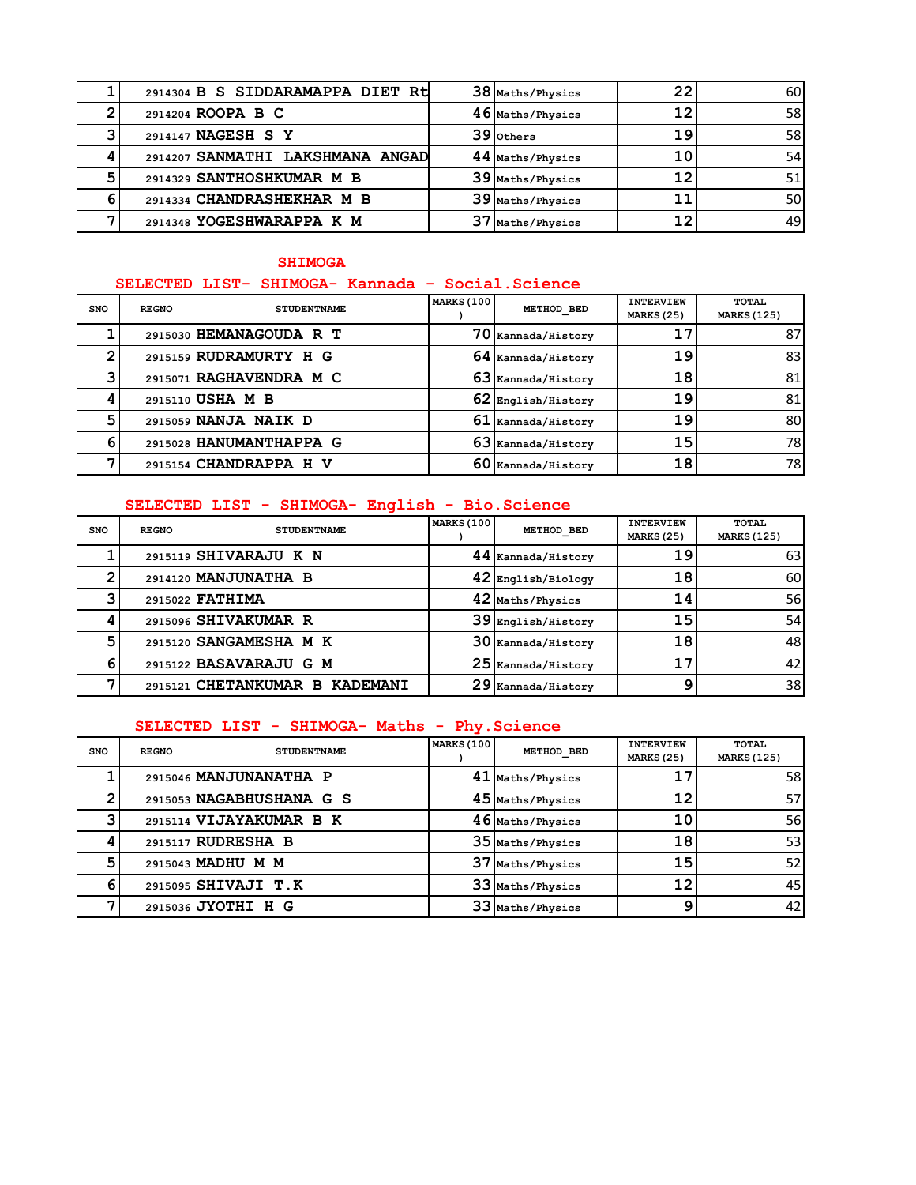| | | | | | | |
|---|---|---|---|---|---|---|
| 1 | 2914304 | B S SIDDARAMAPPA DIET Rt | 38 | Maths/Physics | 22 | 60 |
| 2 | 2914204 | ROOPA B C | 46 | Maths/Physics | 12 | 58 |
| 3 | 2914147 | NAGESH S Y | 39 | Others | 19 | 58 |
| 4 | 2914207 | SANMATHI LAKSHMANA ANGAD | 44 | Maths/Physics | 10 | 54 |
| 5 | 2914329 | SANTHOSHKUMAR M B | 39 | Maths/Physics | 12 | 51 |
| 6 | 2914334 | CHANDRASHEKHAR M B | 39 | Maths/Physics | 11 | 50 |
| 7 | 2914348 | YOGESHWARAPPA K M | 37 | Maths/Physics | 12 | 49 |

## SHIMOGA

### SELECTED LIST- SHIMOGA- Kannada - Social.Science

| SNO | REGNO | STUDENTNAME | MARKS(100) | METHOD_BED | INTERVIEW MARKS(25) | TOTAL MARKS(125) |
|---|---|---|---|---|---|---|
| 1 | 2915030 | HEMANAGOUDA R T | 70 | Kannada/History | 17 | 87 |
| 2 | 2915159 | RUDRAMURTY H G | 64 | Kannada/History | 19 | 83 |
| 3 | 2915071 | RAGHAVENDRA M C | 63 | Kannada/History | 18 | 81 |
| 4 | 2915110 | USHA M B | 62 | English/History | 19 | 81 |
| 5 | 2915059 | NANJA NAIK D | 61 | Kannada/History | 19 | 80 |
| 6 | 2915028 | HANUMANTHAPPA G | 63 | Kannada/History | 15 | 78 |
| 7 | 2915154 | CHANDRAPPA H V | 60 | Kannada/History | 18 | 78 |

### SELECTED LIST - SHIMOGA- English - Bio.Science

| SNO | REGNO | STUDENTNAME | MARKS(100) | METHOD_BED | INTERVIEW MARKS(25) | TOTAL MARKS(125) |
|---|---|---|---|---|---|---|
| 1 | 2915119 | SHIVARAJU K N | 44 | Kannada/History | 19 | 63 |
| 2 | 2914120 | MANJUNATHA B | 42 | English/Biology | 18 | 60 |
| 3 | 2915022 | FATHIMA | 42 | Maths/Physics | 14 | 56 |
| 4 | 2915096 | SHIVAKUMAR R | 39 | English/History | 15 | 54 |
| 5 | 2915120 | SANGAMESHA M K | 30 | Kannada/History | 18 | 48 |
| 6 | 2915122 | BASAVARAJU G M | 25 | Kannada/History | 17 | 42 |
| 7 | 2915121 | CHETANKUMAR B KADEMANI | 29 | Kannada/History | 9 | 38 |

### SELECTED LIST - SHIMOGA- Maths - Phy.Science

| SNO | REGNO | STUDENTNAME | MARKS(100) | METHOD_BED | INTERVIEW MARKS(25) | TOTAL MARKS(125) |
|---|---|---|---|---|---|---|
| 1 | 2915046 | MANJUNANATHA P | 41 | Maths/Physics | 17 | 58 |
| 2 | 2915053 | NAGABHUSHANA G S | 45 | Maths/Physics | 12 | 57 |
| 3 | 2915114 | VIJAYAKUMAR B K | 46 | Maths/Physics | 10 | 56 |
| 4 | 2915117 | RUDRESHA B | 35 | Maths/Physics | 18 | 53 |
| 5 | 2915043 | MADHU M M | 37 | Maths/Physics | 15 | 52 |
| 6 | 2915095 | SHIVAJI T.K | 33 | Maths/Physics | 12 | 45 |
| 7 | 2915036 | JYOTHI H G | 33 | Maths/Physics | 9 | 42 |